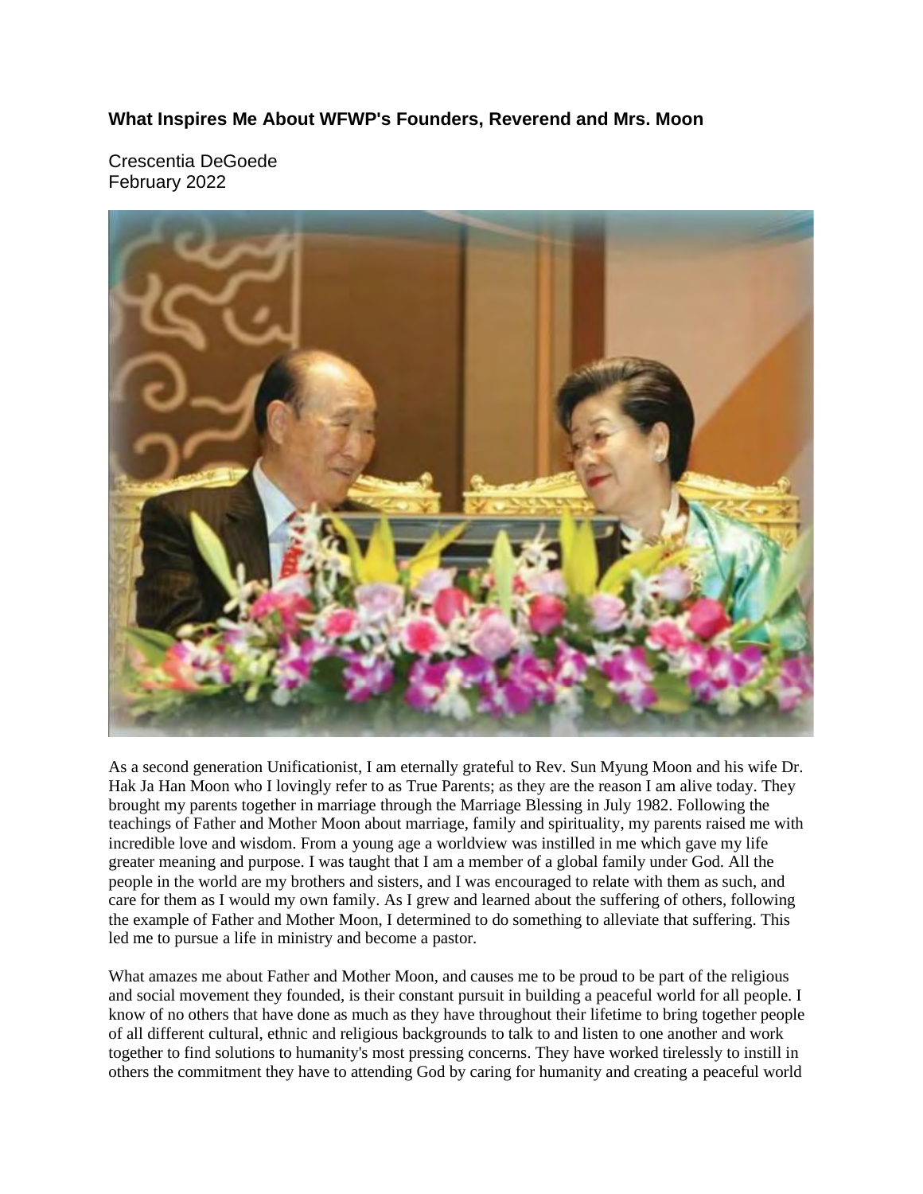### What Inspires Me About WFWP's Founders, Reverend and Mrs. Moon

Crescentia DeGoede
February 2022

As a second generation Unificationist, I am eternally grateful to Rev. Sun Myung Moon and his wife Dr. Hak Ja Han Moon who I lovingly refer to as True Parents; as they are the reason I am alive today. They brought my parents together in marriage through the Marriage Blessing in July 1982. Following the teachings of Father and Mother Moon about marriage, family and spirituality, my parents raised me with incredible love and wisdom. From a young age a worldview was instilled in me which gave my life greater meaning and purpose. I was taught that I am a member of a global family under God. All the people in the world are my brothers and sisters, and I was encouraged to relate with them as such, and care for them as I would my own family. As I grew and learned about the suffering of others, following the example of Father and Mother Moon, I determined to do something to alleviate that suffering. This led me to pursue a life in ministry and become a pastor.

What amazes me about Father and Mother Moon, and causes me to be proud to be part of the religious and social movement they founded, is their constant pursuit in building a peaceful world for all people. I know of no others that have done as much as they have throughout their lifetime to bring together people of all different cultural, ethnic and religious backgrounds to talk to and listen to one another and work together to find solutions to humanity's most pressing concerns. They have worked tirelessly to instill in others the commitment they have to attending God by caring for humanity and creating a peaceful world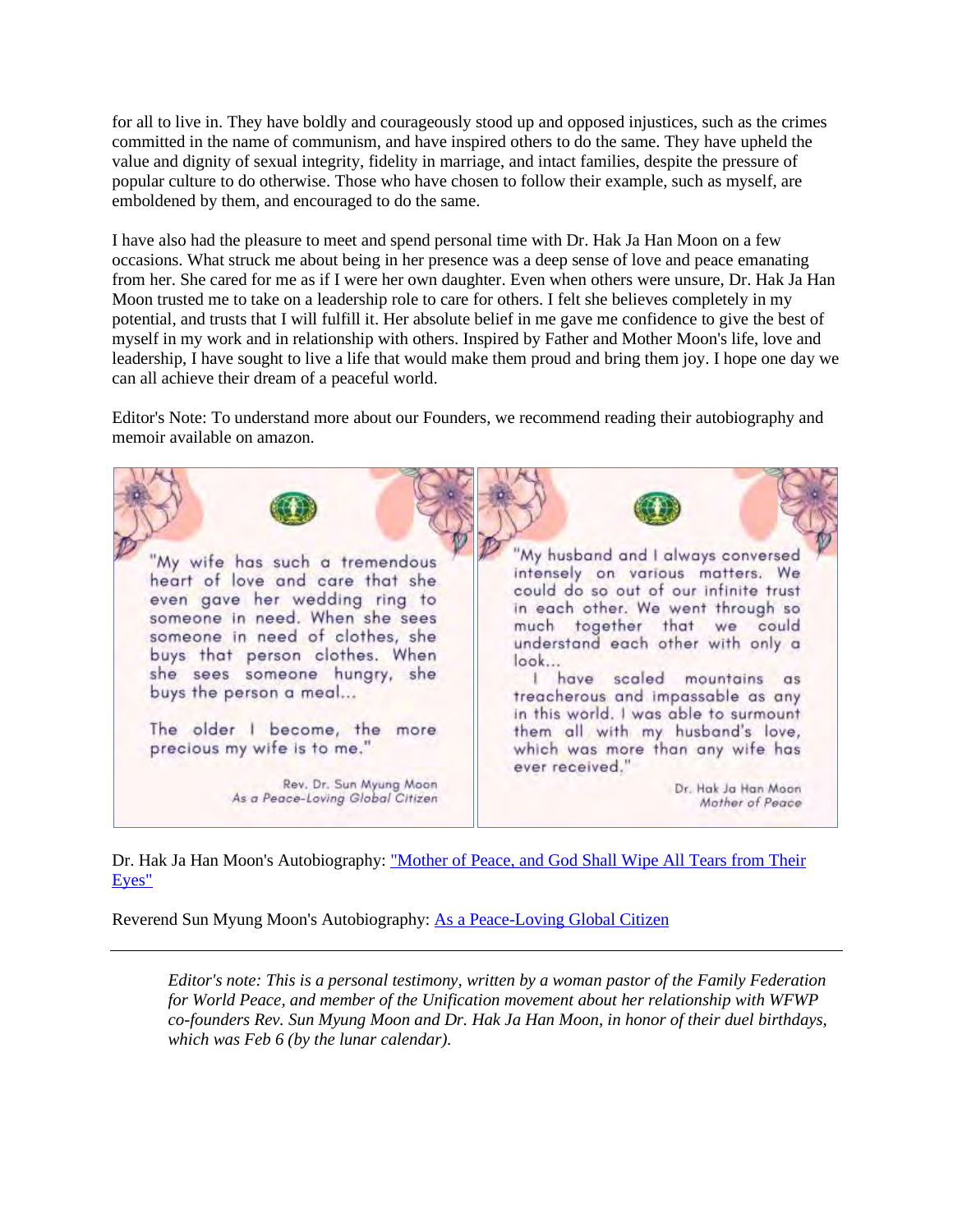for all to live in. They have boldly and courageously stood up and opposed injustices, such as the crimes committed in the name of communism, and have inspired others to do the same. They have upheld the value and dignity of sexual integrity, fidelity in marriage, and intact families, despite the pressure of popular culture to do otherwise. Those who have chosen to follow their example, such as myself, are emboldened by them, and encouraged to do the same.

I have also had the pleasure to meet and spend personal time with Dr. Hak Ja Han Moon on a few occasions. What struck me about being in her presence was a deep sense of love and peace emanating from her. She cared for me as if I were her own daughter. Even when others were unsure, Dr. Hak Ja Han Moon trusted me to take on a leadership role to care for others. I felt she believes completely in my potential, and trusts that I will fulfill it. Her absolute belief in me gave me confidence to give the best of myself in my work and in relationship with others. Inspired by Father and Mother Moon's life, love and leadership, I have sought to live a life that would make them proud and bring them joy. I hope one day we can all achieve their dream of a peaceful world.

Editor's Note: To understand more about our Founders, we recommend reading their autobiography and memoir available on amazon.

"My wife has such a tremendous heart of love and care that she even gave her wedding ring to someone in need. When she sees someone in need of clothes, she buys that person clothes. When she sees someone hungry, she buys the person a meal...

The older I become, the more precious my wife is to me."

Rev. Dr. Sun Myung Moon
*As a Peace-Loving Global Citizen*

"My husband and I always conversed intensely on various matters. We could do so out of our infinite trust in each other. We went through so much together that we could understand each other with only a look...

I have scaled mountains as treacherous and impassable as any in this world. I was able to surmount them all with my husband's love, which was more than any wife has ever received."

Dr. Hak Ja Han Moon
*Mother of Peace*

Dr. Hak Ja Han Moon's Autobiography: ["Mother of Peace, and God Shall Wipe All Tears from Their Eyes"]()

Reverend Sun Myung Moon's Autobiography: [As a Peace-Loving Global Citizen]()

---

*Editor's note: This is a personal testimony, written by a woman pastor of the Family Federation for World Peace, and member of the Unification movement about her relationship with WFWP co-founders Rev. Sun Myung Moon and Dr. Hak Ja Han Moon, in honor of their duel birthdays, which was Feb 6 (by the lunar calendar).*